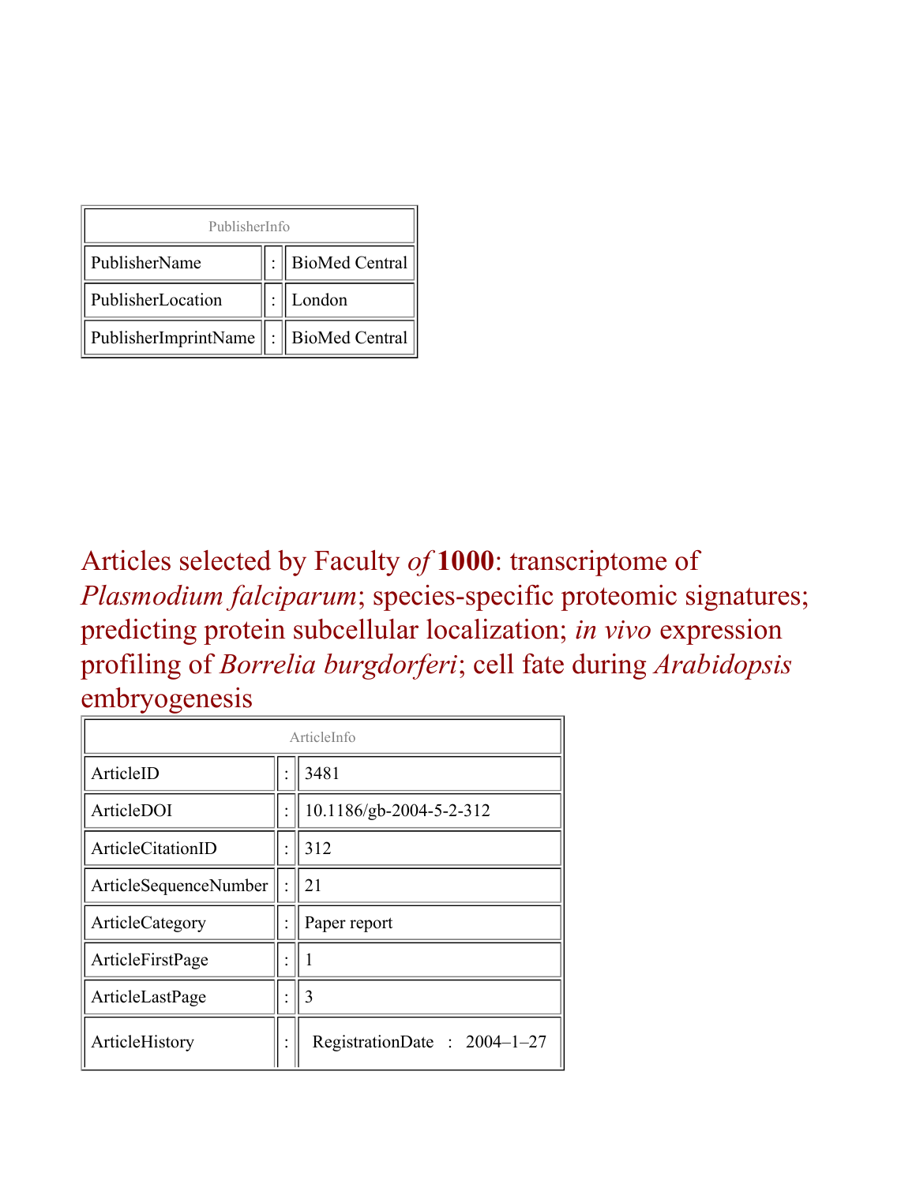| PublisherInfo | | |
| --- | --- | --- |
| PublisherName | : | BioMed Central |
| PublisherLocation | : | London |
| PublisherImprintName | : | BioMed Central |

# Articles selected by Faculty *of* **1000**: transcriptome of *Plasmodium falciparum*; species-specific proteomic signatures; predicting protein subcellular localization; *in vivo* expression profiling of *Borrelia burgdorferi*; cell fate during *Arabidopsis* embryogenesis

| ArticleInfo | | |
| --- | --- | --- |
| ArticleID | : | 3481 |
| ArticleDOI | : | 10.1186/gb-2004-5-2-312 |
| ArticleCitationID | : | 312 |
| ArticleSequenceNumber | : | 21 |
| ArticleCategory | : | Paper report |
| ArticleFirstPage | : | 1 |
| ArticleLastPage | : | 3 |
| ArticleHistory | : | RegistrationDate : 2004–1–27 |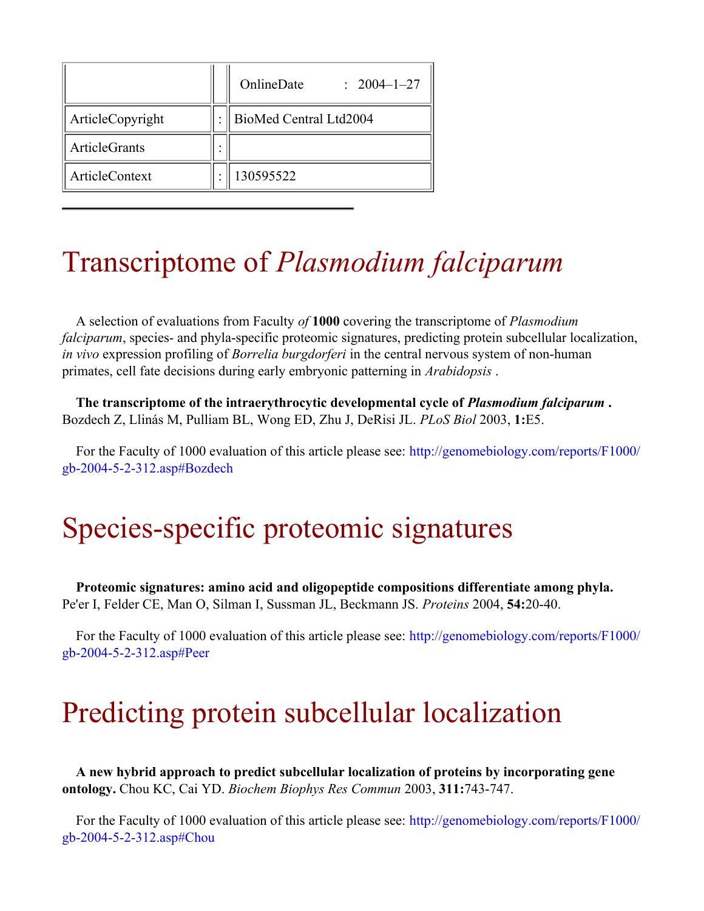| | | OnlineDate : 2004–1–27 |
|---|---|---|
| ArticleCopyright | : | BioMed Central Ltd2004 |
| ArticleGrants | : | |
| ArticleContext | : | 130595522 |

---

# Transcriptome of *Plasmodium falciparum*

A selection of evaluations from Faculty *of* **1000** covering the transcriptome of *Plasmodium falciparum*, species- and phyla-specific proteomic signatures, predicting protein subcellular localization, *in vivo* expression profiling of *Borrelia burgdorferi* in the central nervous system of non-human primates, cell fate decisions during early embryonic patterning in *Arabidopsis* .

**The transcriptome of the intraerythrocytic developmental cycle of *Plasmodium falciparum* .** Bozdech Z, Llinás M, Pulliam BL, Wong ED, Zhu J, DeRisi JL. *PLoS Biol* 2003, **1:**E5.

For the Faculty of 1000 evaluation of this article please see: http://genomebiology.com/reports/F1000/gb-2004-5-2-312.asp#Bozdech

# Species-specific proteomic signatures

**Proteomic signatures: amino acid and oligopeptide compositions differentiate among phyla.** Pe'er I, Felder CE, Man O, Silman I, Sussman JL, Beckmann JS. *Proteins* 2004, **54:**20-40.

For the Faculty of 1000 evaluation of this article please see: http://genomebiology.com/reports/F1000/gb-2004-5-2-312.asp#Peer

# Predicting protein subcellular localization

**A new hybrid approach to predict subcellular localization of proteins by incorporating gene ontology.** Chou KC, Cai YD. *Biochem Biophys Res Commun* 2003, **311:**743-747.

For the Faculty of 1000 evaluation of this article please see: http://genomebiology.com/reports/F1000/gb-2004-5-2-312.asp#Chou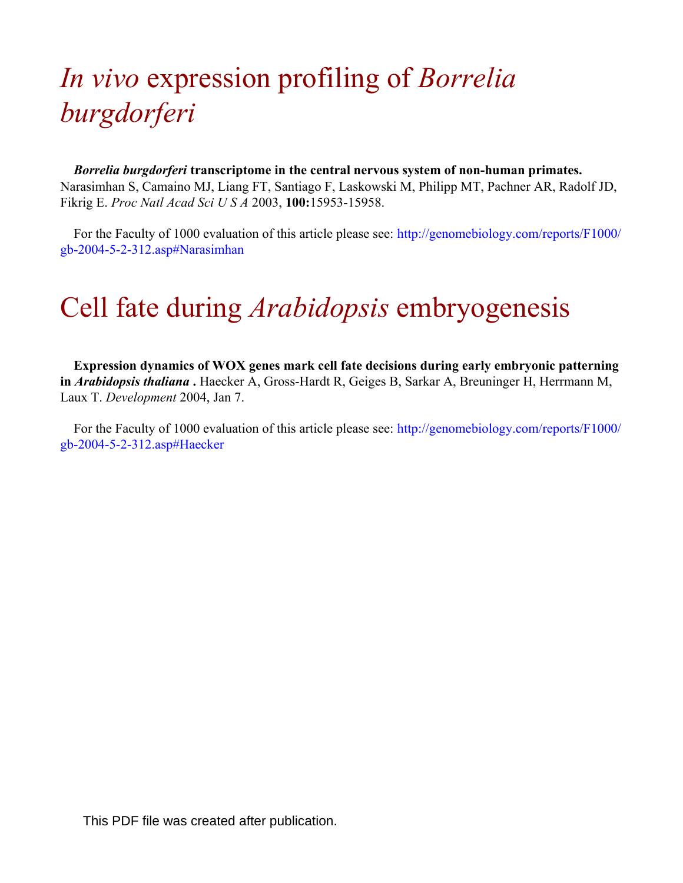# *In vivo* expression profiling of *Borrelia burgdorferi*

***Borrelia burgdorferi* transcriptome in the central nervous system of non-human primates.** Narasimhan S, Camaino MJ, Liang FT, Santiago F, Laskowski M, Philipp MT, Pachner AR, Radolf JD, Fikrig E. *Proc Natl Acad Sci U S A* 2003, **100:**15953-15958.

For the Faculty of 1000 evaluation of this article please see: http://genomebiology.com/reports/F1000/gb-2004-5-2-312.asp#Narasimhan

# Cell fate during *Arabidopsis* embryogenesis

**Expression dynamics of WOX genes mark cell fate decisions during early embryonic patterning in *Arabidopsis thaliana* .** Haecker A, Gross-Hardt R, Geiges B, Sarkar A, Breuninger H, Herrmann M, Laux T. *Development* 2004, Jan 7.

For the Faculty of 1000 evaluation of this article please see: http://genomebiology.com/reports/F1000/gb-2004-5-2-312.asp#Haecker

This PDF file was created after publication.